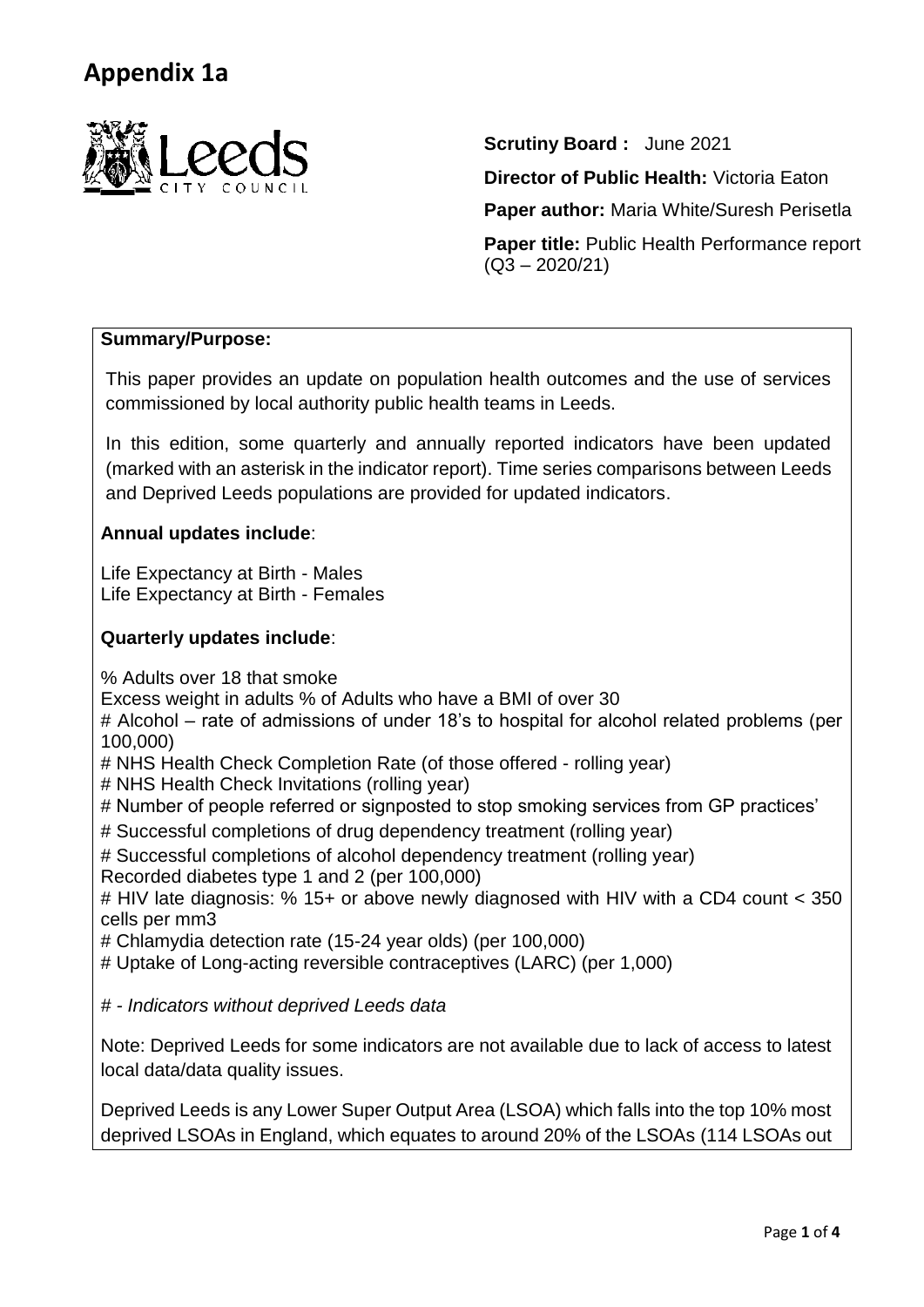# Appendix 1a

**Scrutiny Board :** June 2021

**Director of Public Health:** Victoria Eaton

**Paper author:** Maria White/Suresh Perisetla

**Paper title:** Public Health Performance report (Q3 – 2020/21)

**Summary/Purpose:**

This paper provides an update on population health outcomes and the use of services commissioned by local authority public health teams in Leeds.

In this edition, some quarterly and annually reported indicators have been updated (marked with an asterisk in the indicator report). Time series comparisons between Leeds and Deprived Leeds populations are provided for updated indicators.

**Annual updates include**:

Life Expectancy at Birth - Males
Life Expectancy at Birth - Females

**Quarterly updates include**:

% Adults over 18 that smoke
Excess weight in adults % of Adults who have a BMI of over 30
# Alcohol – rate of admissions of under 18's to hospital for alcohol related problems (per 100,000)
# NHS Health Check Completion Rate (of those offered - rolling year)
# NHS Health Check Invitations (rolling year)
# Number of people referred or signposted to stop smoking services from GP practices'
# Successful completions of drug dependency treatment (rolling year)
# Successful completions of alcohol dependency treatment (rolling year)
Recorded diabetes type 1 and 2 (per 100,000)
# HIV late diagnosis: % 15+ or above newly diagnosed with HIV with a CD4 count < 350 cells per mm3
# Chlamydia detection rate (15-24 year olds) (per 100,000)
# Uptake of Long-acting reversible contraceptives (LARC) (per 1,000)

*# - Indicators without deprived Leeds data*

Note: Deprived Leeds for some indicators are not available due to lack of access to latest local data/data quality issues.

Deprived Leeds is any Lower Super Output Area (LSOA) which falls into the top 10% most deprived LSOAs in England, which equates to around 20% of the LSOAs (114 LSOAs out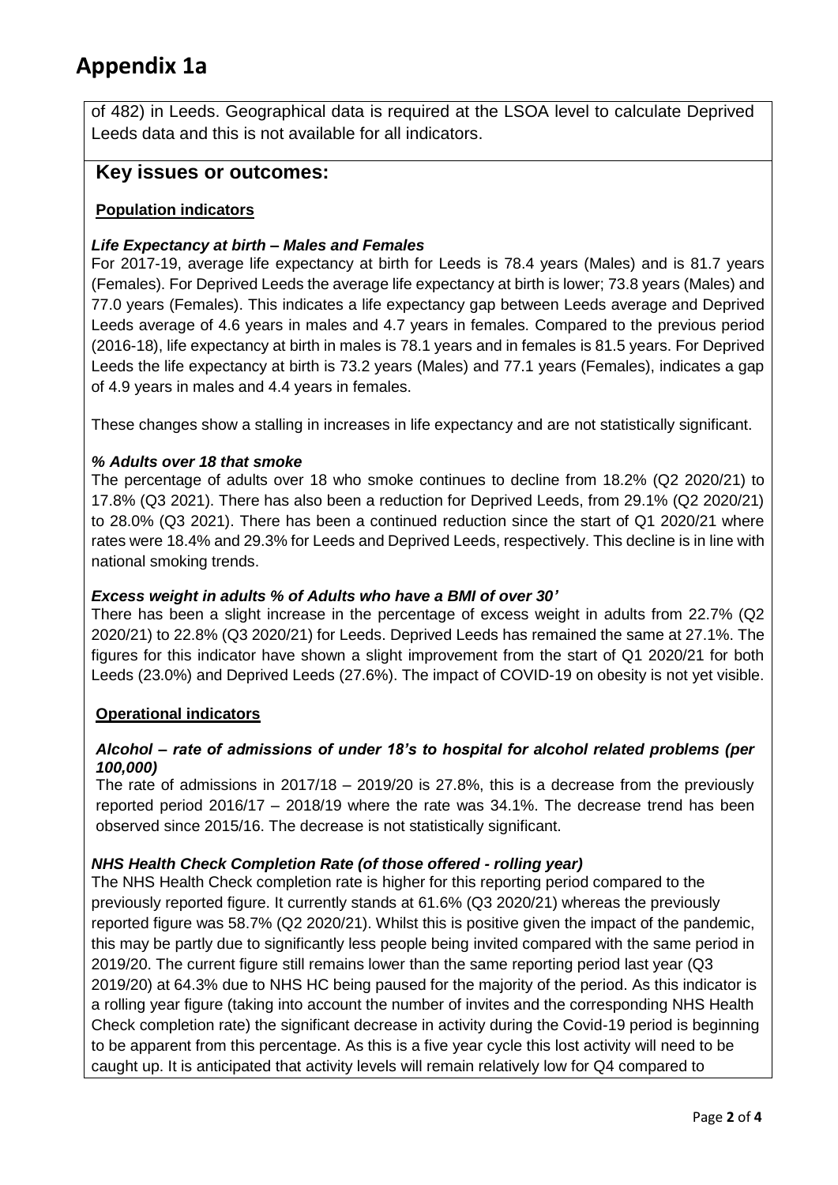# Appendix 1a

of 482) in Leeds. Geographical data is required at the LSOA level to calculate Deprived Leeds data and this is not available for all indicators.

## Key issues or outcomes:

### Population indicators

***Life Expectancy at birth – Males and Females***

For 2017-19, average life expectancy at birth for Leeds is 78.4 years (Males) and is 81.7 years (Females). For Deprived Leeds the average life expectancy at birth is lower; 73.8 years (Males) and 77.0 years (Females). This indicates a life expectancy gap between Leeds average and Deprived Leeds average of 4.6 years in males and 4.7 years in females. Compared to the previous period (2016-18), life expectancy at birth in males is 78.1 years and in females is 81.5 years. For Deprived Leeds the life expectancy at birth is 73.2 years (Males) and 77.1 years (Females), indicates a gap of 4.9 years in males and 4.4 years in females.

These changes show a stalling in increases in life expectancy and are not statistically significant.

***% Adults over 18 that smoke***

The percentage of adults over 18 who smoke continues to decline from 18.2% (Q2 2020/21) to 17.8% (Q3 2021). There has also been a reduction for Deprived Leeds, from 29.1% (Q2 2020/21) to 28.0% (Q3 2021). There has been a continued reduction since the start of Q1 2020/21 where rates were 18.4% and 29.3% for Leeds and Deprived Leeds, respectively. This decline is in line with national smoking trends.

***Excess weight in adults % of Adults who have a BMI of over 30'***

There has been a slight increase in the percentage of excess weight in adults from 22.7% (Q2 2020/21) to 22.8% (Q3 2020/21) for Leeds. Deprived Leeds has remained the same at 27.1%. The figures for this indicator have shown a slight improvement from the start of Q1 2020/21 for both Leeds (23.0%) and Deprived Leeds (27.6%). The impact of COVID-19 on obesity is not yet visible.

### Operational indicators

***Alcohol – rate of admissions of under 18's to hospital for alcohol related problems (per 100,000)***

The rate of admissions in 2017/18 – 2019/20 is 27.8%, this is a decrease from the previously reported period 2016/17 – 2018/19 where the rate was 34.1%. The decrease trend has been observed since 2015/16. The decrease is not statistically significant.

***NHS Health Check Completion Rate (of those offered - rolling year)***

The NHS Health Check completion rate is higher for this reporting period compared to the previously reported figure. It currently stands at 61.6% (Q3 2020/21) whereas the previously reported figure was 58.7% (Q2 2020/21). Whilst this is positive given the impact of the pandemic, this may be partly due to significantly less people being invited compared with the same period in 2019/20. The current figure still remains lower than the same reporting period last year (Q3 2019/20) at 64.3% due to NHS HC being paused for the majority of the period. As this indicator is a rolling year figure (taking into account the number of invites and the corresponding NHS Health Check completion rate) the significant decrease in activity during the Covid-19 period is beginning to be apparent from this percentage. As this is a five year cycle this lost activity will need to be caught up. It is anticipated that activity levels will remain relatively low for Q4 compared to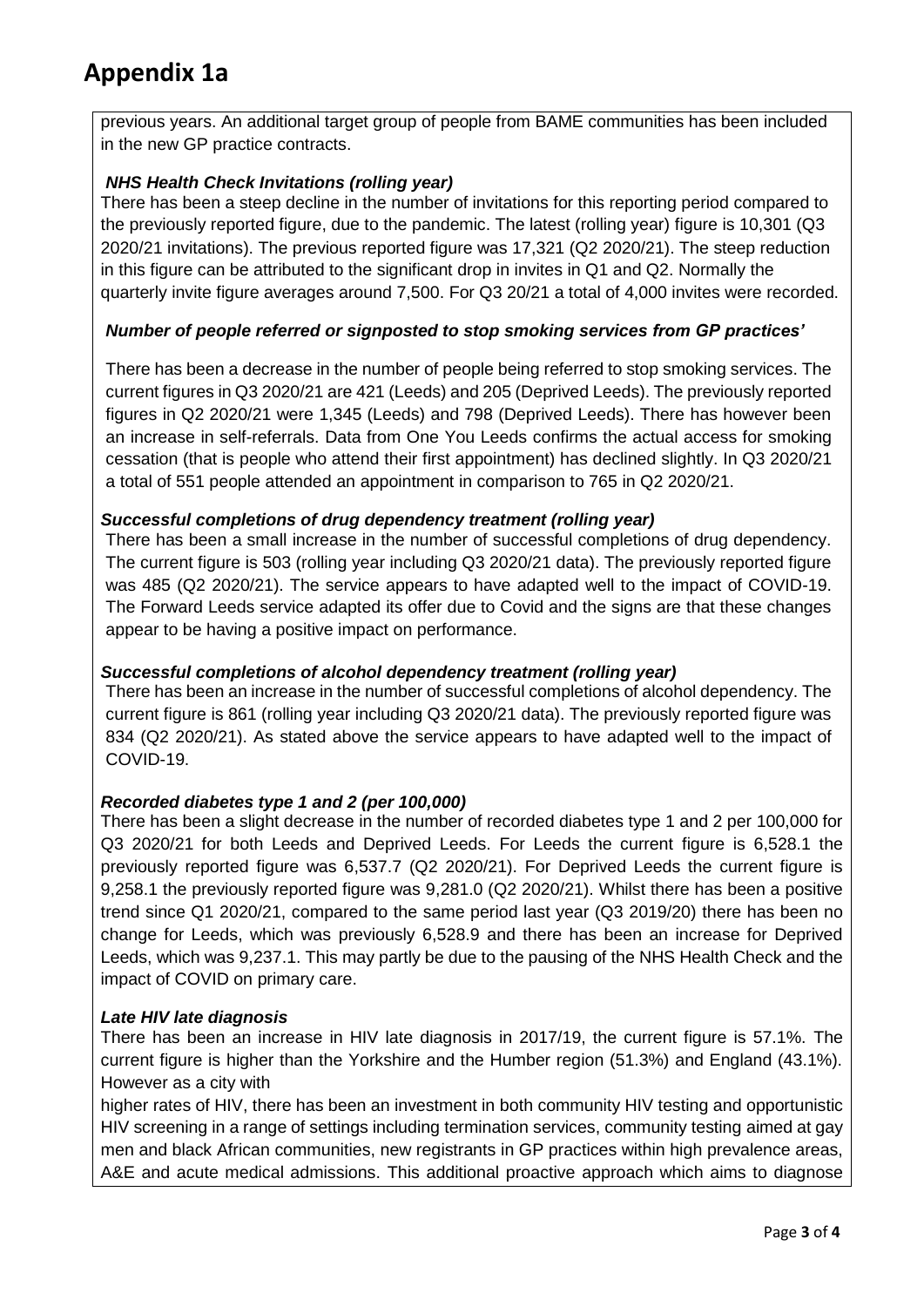# Appendix 1a

previous years. An additional target group of people from BAME communities has been included in the new GP practice contracts.

***NHS Health Check Invitations (rolling year)***

There has been a steep decline in the number of invitations for this reporting period compared to the previously reported figure, due to the pandemic. The latest (rolling year) figure is 10,301 (Q3 2020/21 invitations). The previous reported figure was 17,321 (Q2 2020/21). The steep reduction in this figure can be attributed to the significant drop in invites in Q1 and Q2. Normally the quarterly invite figure averages around 7,500. For Q3 20/21 a total of 4,000 invites were recorded.

***Number of people referred or signposted to stop smoking services from GP practices'***

There has been a decrease in the number of people being referred to stop smoking services. The current figures in Q3 2020/21 are 421 (Leeds) and 205 (Deprived Leeds). The previously reported figures in Q2 2020/21 were 1,345 (Leeds) and 798 (Deprived Leeds). There has however been an increase in self-referrals. Data from One You Leeds confirms the actual access for smoking cessation (that is people who attend their first appointment) has declined slightly. In Q3 2020/21 a total of 551 people attended an appointment in comparison to 765 in Q2 2020/21.

***Successful completions of drug dependency treatment (rolling year)***

There has been a small increase in the number of successful completions of drug dependency. The current figure is 503 (rolling year including Q3 2020/21 data). The previously reported figure was 485 (Q2 2020/21). The service appears to have adapted well to the impact of COVID-19. The Forward Leeds service adapted its offer due to Covid and the signs are that these changes appear to be having a positive impact on performance.

***Successful completions of alcohol dependency treatment (rolling year)***

There has been an increase in the number of successful completions of alcohol dependency. The current figure is 861 (rolling year including Q3 2020/21 data). The previously reported figure was 834 (Q2 2020/21). As stated above the service appears to have adapted well to the impact of COVID-19.

***Recorded diabetes type 1 and 2 (per 100,000)***

There has been a slight decrease in the number of recorded diabetes type 1 and 2 per 100,000 for Q3 2020/21 for both Leeds and Deprived Leeds. For Leeds the current figure is 6,528.1 the previously reported figure was 6,537.7 (Q2 2020/21). For Deprived Leeds the current figure is 9,258.1 the previously reported figure was 9,281.0 (Q2 2020/21). Whilst there has been a positive trend since Q1 2020/21, compared to the same period last year (Q3 2019/20) there has been no change for Leeds, which was previously 6,528.9 and there has been an increase for Deprived Leeds, which was 9,237.1. This may partly be due to the pausing of the NHS Health Check and the impact of COVID on primary care.

***Late HIV late diagnosis***

There has been an increase in HIV late diagnosis in 2017/19, the current figure is 57.1%. The current figure is higher than the Yorkshire and the Humber region (51.3%) and England (43.1%). However as a city with

higher rates of HIV, there has been an investment in both community HIV testing and opportunistic HIV screening in a range of settings including termination services, community testing aimed at gay men and black African communities, new registrants in GP practices within high prevalence areas, A&E and acute medical admissions. This additional proactive approach which aims to diagnose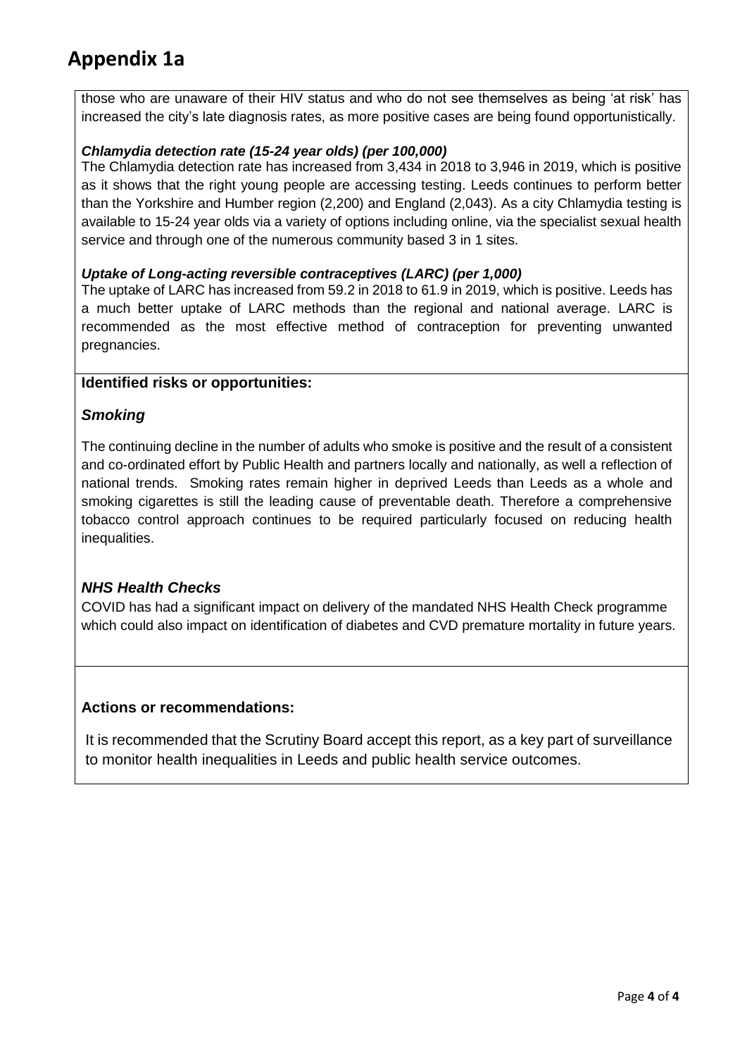# Appendix 1a

those who are unaware of their HIV status and who do not see themselves as being 'at risk' has increased the city's late diagnosis rates, as more positive cases are being found opportunistically.

***Chlamydia detection rate (15-24 year olds) (per 100,000)***

The Chlamydia detection rate has increased from 3,434 in 2018 to 3,946 in 2019, which is positive as it shows that the right young people are accessing testing. Leeds continues to perform better than the Yorkshire and Humber region (2,200) and England (2,043). As a city Chlamydia testing is available to 15-24 year olds via a variety of options including online, via the specialist sexual health service and through one of the numerous community based 3 in 1 sites.

***Uptake of Long-acting reversible contraceptives (LARC) (per 1,000)***

The uptake of LARC has increased from 59.2 in 2018 to 61.9 in 2019, which is positive. Leeds has a much better uptake of LARC methods than the regional and national average. LARC is recommended as the most effective method of contraception for preventing unwanted pregnancies.

**Identified risks or opportunities:**

***Smoking***

The continuing decline in the number of adults who smoke is positive and the result of a consistent and co-ordinated effort by Public Health and partners locally and nationally, as well a reflection of national trends. Smoking rates remain higher in deprived Leeds than Leeds as a whole and smoking cigarettes is still the leading cause of preventable death. Therefore a comprehensive tobacco control approach continues to be required particularly focused on reducing health inequalities.

***NHS Health Checks***

COVID has had a significant impact on delivery of the mandated NHS Health Check programme which could also impact on identification of diabetes and CVD premature mortality in future years.

**Actions or recommendations:**

It is recommended that the Scrutiny Board accept this report, as a key part of surveillance to monitor health inequalities in Leeds and public health service outcomes.